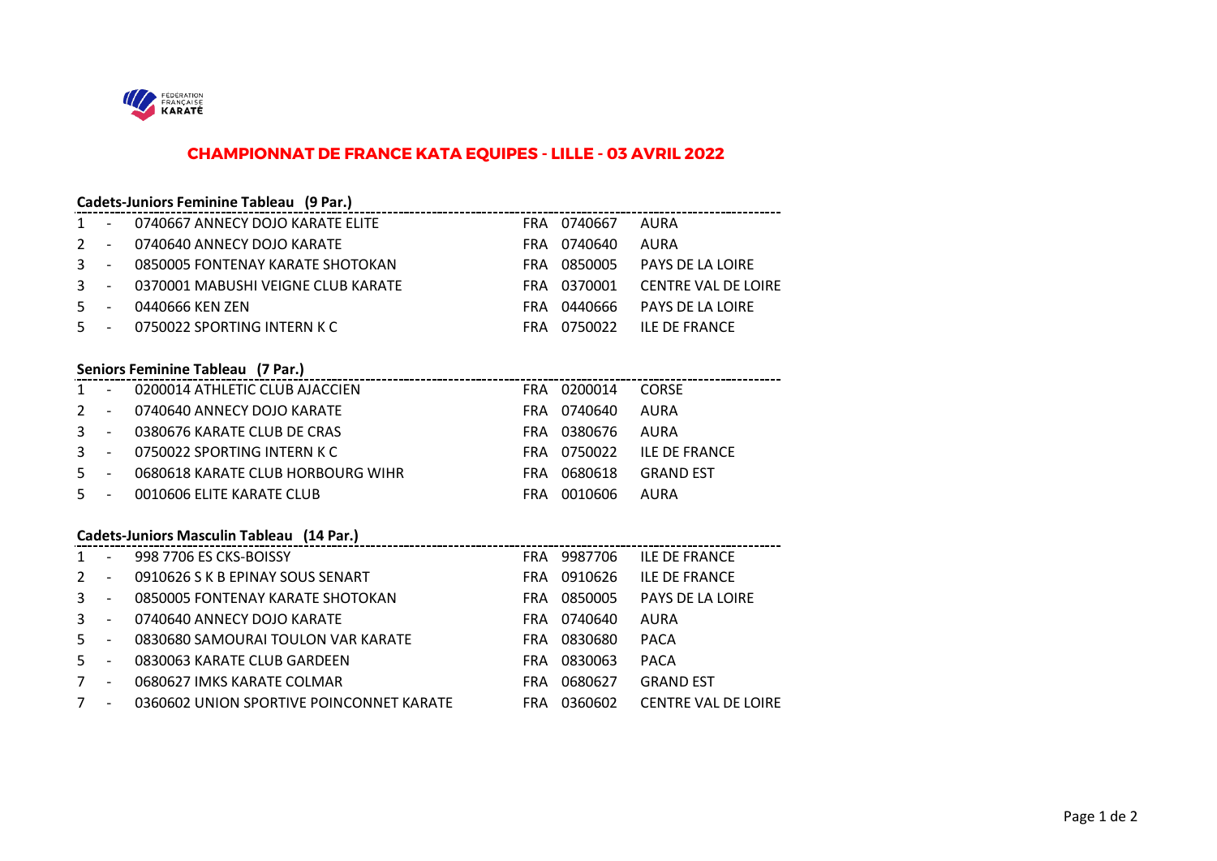FÉDÉRATION FRANÇAISE KARATÉ

# CHAMPIONNAT DE FRANCE KATA EQUIPES - LILLE - 03 AVRIL 2022

## Cadets-Juniors Feminine Tableau (9 Par.)

| Rang | | Club | Pays | Code | Région |
|---|---|---|---|---|---|
| 1 | - | 0740667 ANNECY DOJO KARATE ELITE | FRA | 0740667 | AURA |
| 2 | - | 0740640 ANNECY DOJO KARATE | FRA | 0740640 | AURA |
| 3 | - | 0850005 FONTENAY KARATE SHOTOKAN | FRA | 0850005 | PAYS DE LA LOIRE |
| 3 | - | 0370001 MABUSHI VEIGNE CLUB KARATE | FRA | 0370001 | CENTRE VAL DE LOIRE |
| 5 | - | 0440666 KEN ZEN | FRA | 0440666 | PAYS DE LA LOIRE |
| 5 | - | 0750022 SPORTING INTERN K C | FRA | 0750022 | ILE DE FRANCE |

## Seniors Feminine Tableau (7 Par.)

| Rang | | Club | Pays | Code | Région |
|---|---|---|---|---|---|
| 1 | - | 0200014 ATHLETIC CLUB AJACCIEN | FRA | 0200014 | CORSE |
| 2 | - | 0740640 ANNECY DOJO KARATE | FRA | 0740640 | AURA |
| 3 | - | 0380676 KARATE CLUB DE CRAS | FRA | 0380676 | AURA |
| 3 | - | 0750022 SPORTING INTERN K C | FRA | 0750022 | ILE DE FRANCE |
| 5 | - | 0680618 KARATE CLUB HORBOURG WIHR | FRA | 0680618 | GRAND EST |
| 5 | - | 0010606 ELITE KARATE CLUB | FRA | 0010606 | AURA |

## Cadets-Juniors Masculin Tableau (14 Par.)

| Rang | | Club | Pays | Code | Région |
|---|---|---|---|---|---|
| 1 | - | 998 7706 ES CKS-BOISSY | FRA | 9987706 | ILE DE FRANCE |
| 2 | - | 0910626 S K B EPINAY SOUS SENART | FRA | 0910626 | ILE DE FRANCE |
| 3 | - | 0850005 FONTENAY KARATE SHOTOKAN | FRA | 0850005 | PAYS DE LA LOIRE |
| 3 | - | 0740640 ANNECY DOJO KARATE | FRA | 0740640 | AURA |
| 5 | - | 0830680 SAMOURAI TOULON VAR KARATE | FRA | 0830680 | PACA |
| 5 | - | 0830063 KARATE CLUB GARDEEN | FRA | 0830063 | PACA |
| 7 | - | 0680627 IMKS KARATE COLMAR | FRA | 0680627 | GRAND EST |
| 7 | - | 0360602 UNION SPORTIVE POINCONNET KARATE | FRA | 0360602 | CENTRE VAL DE LOIRE |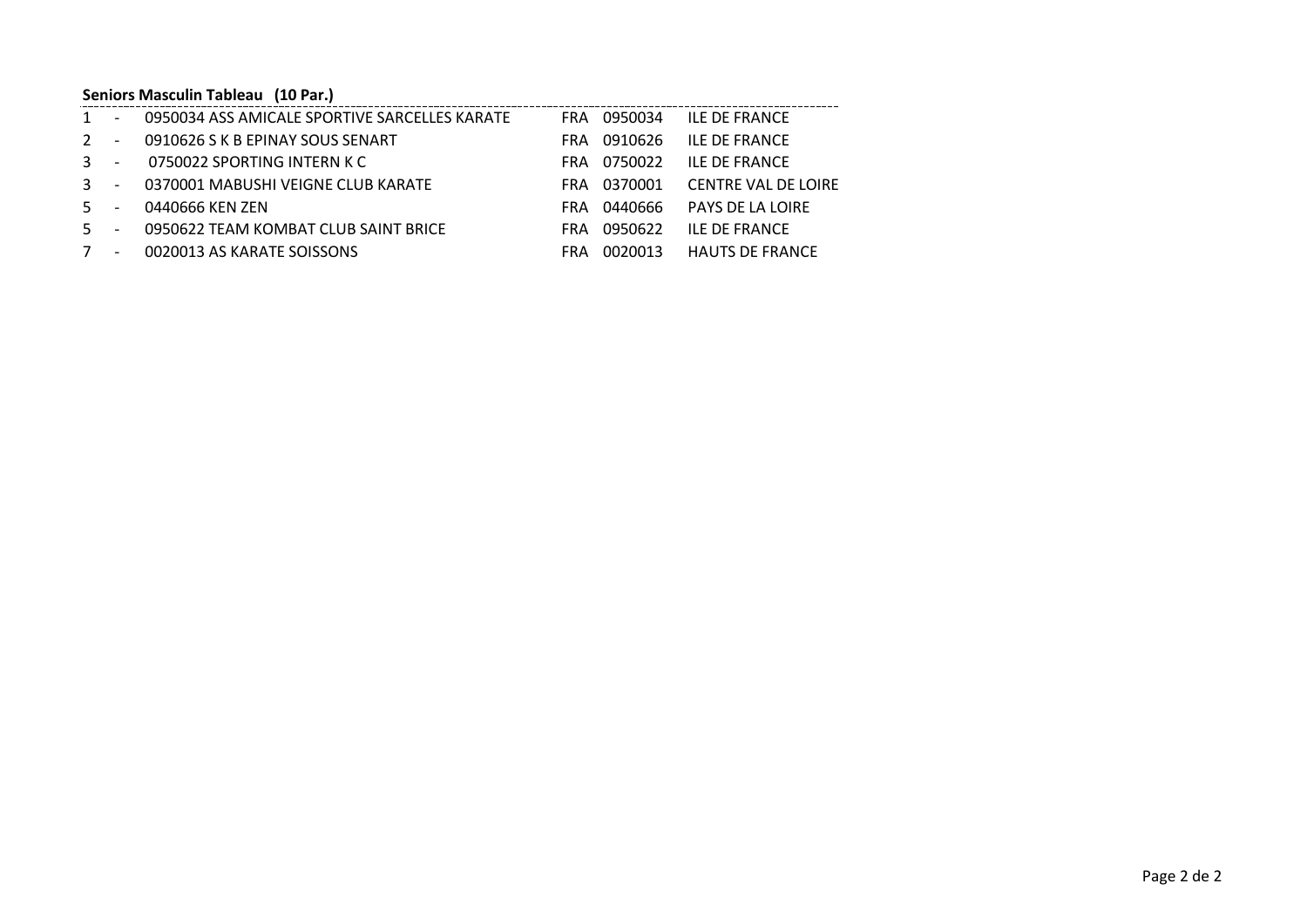**Seniors Masculin Tableau (10 Par.)**

| | | | | | |
|---|---|---|---|---|---|
| 1 | - | 0950034 ASS AMICALE SPORTIVE SARCELLES KARATE | FRA | 0950034 | ILE DE FRANCE |
| 2 | - | 0910626 S K B EPINAY SOUS SENART | FRA | 0910626 | ILE DE FRANCE |
| 3 | - | 0750022 SPORTING INTERN K C | FRA | 0750022 | ILE DE FRANCE |
| 3 | - | 0370001 MABUSHI VEIGNE CLUB KARATE | FRA | 0370001 | CENTRE VAL DE LOIRE |
| 5 | - | 0440666 KEN ZEN | FRA | 0440666 | PAYS DE LA LOIRE |
| 5 | - | 0950622 TEAM KOMBAT CLUB SAINT BRICE | FRA | 0950622 | ILE DE FRANCE |
| 7 | - | 0020013 AS KARATE SOISSONS | FRA | 0020013 | HAUTS DE FRANCE |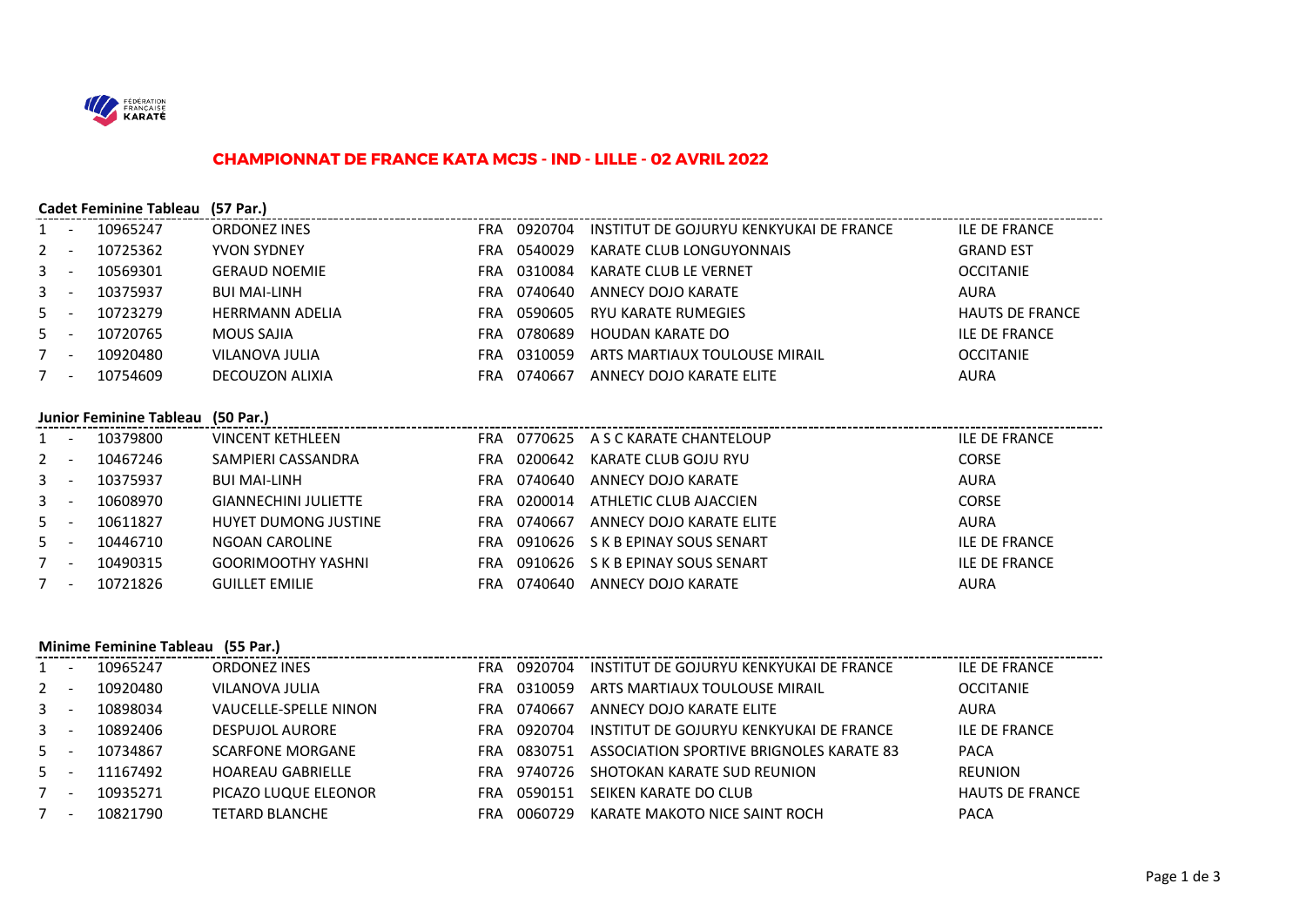# CHAMPIONNAT DE FRANCE KATA MCJS - IND - LILLE - 02 AVRIL 2022

### Cadet Feminine Tableau (57 Par.)

| Rang | | Licence | Nom | Pays | Club N° | Club | Ligue |
|---|---|---|---|---|---|---|---|
| 1 | - | 10965247 | ORDONEZ INES | FRA | 0920704 | INSTITUT DE GOJURYU KENKYUKAI DE FRANCE | ILE DE FRANCE |
| 2 | - | 10725362 | YVON SYDNEY | FRA | 0540029 | KARATE CLUB LONGUYONNAIS | GRAND EST |
| 3 | - | 10569301 | GERAUD NOEMIE | FRA | 0310084 | KARATE CLUB LE VERNET | OCCITANIE |
| 3 | - | 10375937 | BUI MAI-LINH | FRA | 0740640 | ANNECY DOJO KARATE | AURA |
| 5 | - | 10723279 | HERRMANN ADELIA | FRA | 0590605 | RYU KARATE RUMEGIES | HAUTS DE FRANCE |
| 5 | - | 10720765 | MOUS SAJIA | FRA | 0780689 | HOUDAN KARATE DO | ILE DE FRANCE |
| 7 | - | 10920480 | VILANOVA JULIA | FRA | 0310059 | ARTS MARTIAUX TOULOUSE MIRAIL | OCCITANIE |
| 7 | - | 10754609 | DECOUZON ALIXIA | FRA | 0740667 | ANNECY DOJO KARATE ELITE | AURA |

### Junior Feminine Tableau (50 Par.)

| Rang | | Licence | Nom | Pays | Club N° | Club | Ligue |
|---|---|---|---|---|---|---|---|
| 1 | - | 10379800 | VINCENT KETHLEEN | FRA | 0770625 | A S C KARATE CHANTELOUP | ILE DE FRANCE |
| 2 | - | 10467246 | SAMPIERI CASSANDRA | FRA | 0200642 | KARATE CLUB GOJU RYU | CORSE |
| 3 | - | 10375937 | BUI MAI-LINH | FRA | 0740640 | ANNECY DOJO KARATE | AURA |
| 3 | - | 10608970 | GIANNECHINI JULIETTE | FRA | 0200014 | ATHLETIC CLUB AJACCIEN | CORSE |
| 5 | - | 10611827 | HUYET DUMONG JUSTINE | FRA | 0740667 | ANNECY DOJO KARATE ELITE | AURA |
| 5 | - | 10446710 | NGOAN CAROLINE | FRA | 0910626 | S K B EPINAY SOUS SENART | ILE DE FRANCE |
| 7 | - | 10490315 | GOORIMOOTHY YASHNI | FRA | 0910626 | S K B EPINAY SOUS SENART | ILE DE FRANCE |
| 7 | - | 10721826 | GUILLET EMILIE | FRA | 0740640 | ANNECY DOJO KARATE | AURA |

### Minime Feminine Tableau (55 Par.)

| Rang | | Licence | Nom | Pays | Club N° | Club | Ligue |
|---|---|---|---|---|---|---|---|
| 1 | - | 10965247 | ORDONEZ INES | FRA | 0920704 | INSTITUT DE GOJURYU KENKYUKAI DE FRANCE | ILE DE FRANCE |
| 2 | - | 10920480 | VILANOVA JULIA | FRA | 0310059 | ARTS MARTIAUX TOULOUSE MIRAIL | OCCITANIE |
| 3 | - | 10898034 | VAUCELLE-SPELLE NINON | FRA | 0740667 | ANNECY DOJO KARATE ELITE | AURA |
| 3 | - | 10892406 | DESPUJOL AURORE | FRA | 0920704 | INSTITUT DE GOJURYU KENKYUKAI DE FRANCE | ILE DE FRANCE |
| 5 | - | 10734867 | SCARFONE MORGANE | FRA | 0830751 | ASSOCIATION SPORTIVE BRIGNOLES KARATE 83 | PACA |
| 5 | - | 11167492 | HOAREAU GABRIELLE | FRA | 9740726 | SHOTOKAN KARATE SUD REUNION | REUNION |
| 7 | - | 10935271 | PICAZO LUQUE ELEONOR | FRA | 0590151 | SEIKEN KARATE DO CLUB | HAUTS DE FRANCE |
| 7 | - | 10821790 | TETARD BLANCHE | FRA | 0060729 | KARATE MAKOTO NICE SAINT ROCH | PACA |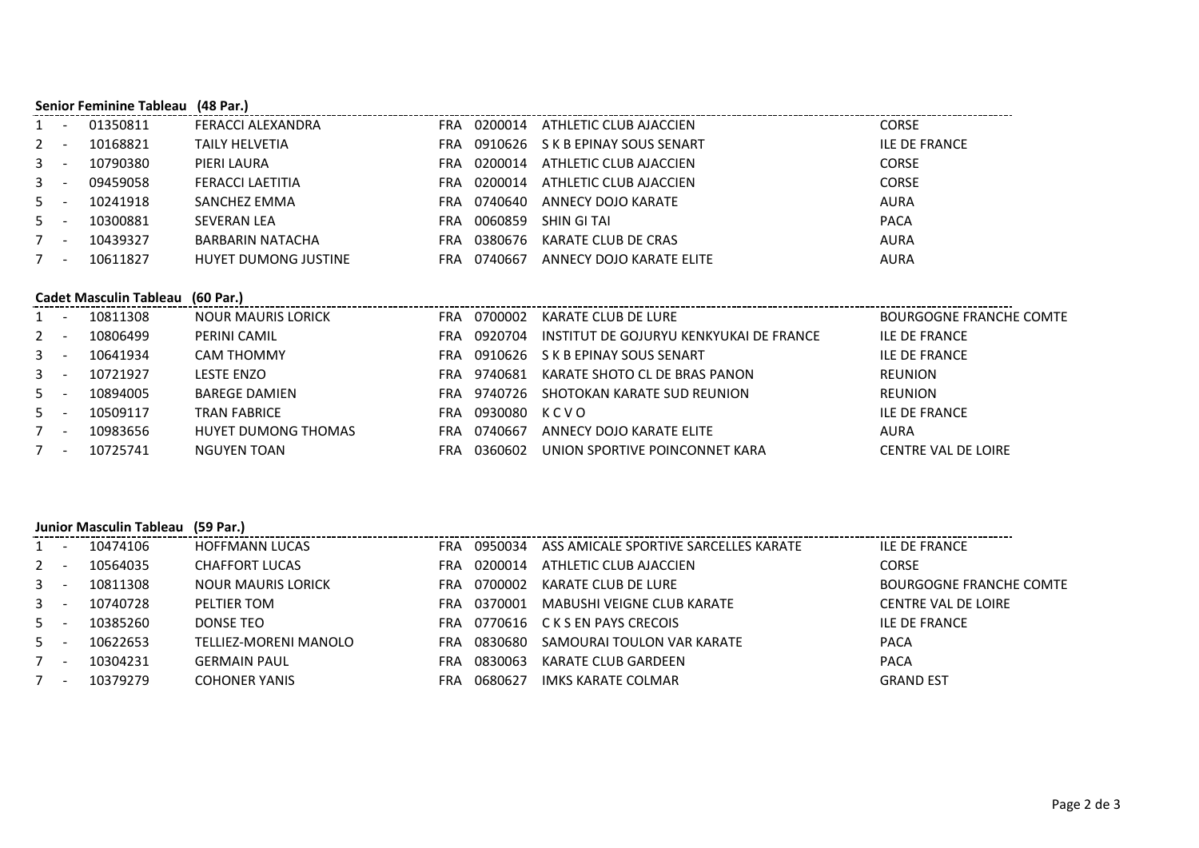**Senior Feminine Tableau (48 Par.)**

| | | | | | | | |
|---|---|---|---|---|---|---|---|
| 1 | - | 01350811 | FERACCI ALEXANDRA | FRA | 0200014 | ATHLETIC CLUB AJACCIEN | CORSE |
| 2 | - | 10168821 | TAILY HELVETIA | FRA | 0910626 | S K B EPINAY SOUS SENART | ILE DE FRANCE |
| 3 | - | 10790380 | PIERI LAURA | FRA | 0200014 | ATHLETIC CLUB AJACCIEN | CORSE |
| 3 | - | 09459058 | FERACCI LAETITIA | FRA | 0200014 | ATHLETIC CLUB AJACCIEN | CORSE |
| 5 | - | 10241918 | SANCHEZ EMMA | FRA | 0740640 | ANNECY DOJO KARATE | AURA |
| 5 | - | 10300881 | SEVERAN LEA | FRA | 0060859 | SHIN GI TAI | PACA |
| 7 | - | 10439327 | BARBARIN NATACHA | FRA | 0380676 | KARATE CLUB DE CRAS | AURA |
| 7 | - | 10611827 | HUYET DUMONG JUSTINE | FRA | 0740667 | ANNECY DOJO KARATE ELITE | AURA |

**Cadet Masculin Tableau (60 Par.)**

| | | | | | | | |
|---|---|---|---|---|---|---|---|
| 1 | - | 10811308 | NOUR MAURIS LORICK | FRA | 0700002 | KARATE CLUB DE LURE | BOURGOGNE FRANCHE COMTE |
| 2 | - | 10806499 | PERINI CAMIL | FRA | 0920704 | INSTITUT DE GOJURYU KENKYUKAI DE FRANCE | ILE DE FRANCE |
| 3 | - | 10641934 | CAM THOMMY | FRA | 0910626 | S K B EPINAY SOUS SENART | ILE DE FRANCE |
| 3 | - | 10721927 | LESTE ENZO | FRA | 9740681 | KARATE SHOTO CL DE BRAS PANON | REUNION |
| 5 | - | 10894005 | BAREGE DAMIEN | FRA | 9740726 | SHOTOKAN KARATE SUD REUNION | REUNION |
| 5 | - | 10509117 | TRAN FABRICE | FRA | 0930080 | K C V O | ILE DE FRANCE |
| 7 | - | 10983656 | HUYET DUMONG THOMAS | FRA | 0740667 | ANNECY DOJO KARATE ELITE | AURA |
| 7 | - | 10725741 | NGUYEN TOAN | FRA | 0360602 | UNION SPORTIVE POINCONNET KARA | CENTRE VAL DE LOIRE |

**Junior Masculin Tableau (59 Par.)**

| | | | | | | | |
|---|---|---|---|---|---|---|---|
| 1 | - | 10474106 | HOFFMANN LUCAS | FRA | 0950034 | ASS AMICALE SPORTIVE SARCELLES KARATE | ILE DE FRANCE |
| 2 | - | 10564035 | CHAFFORT LUCAS | FRA | 0200014 | ATHLETIC CLUB AJACCIEN | CORSE |
| 3 | - | 10811308 | NOUR MAURIS LORICK | FRA | 0700002 | KARATE CLUB DE LURE | BOURGOGNE FRANCHE COMTE |
| 3 | - | 10740728 | PELTIER TOM | FRA | 0370001 | MABUSHI VEIGNE CLUB KARATE | CENTRE VAL DE LOIRE |
| 5 | - | 10385260 | DONSE TEO | FRA | 0770616 | C K S EN PAYS CRECOIS | ILE DE FRANCE |
| 5 | - | 10622653 | TELLIEZ-MORENI MANOLO | FRA | 0830680 | SAMOURAI TOULON VAR KARATE | PACA |
| 7 | - | 10304231 | GERMAIN PAUL | FRA | 0830063 | KARATE CLUB GARDEEN | PACA |
| 7 | - | 10379279 | COHONER YANIS | FRA | 0680627 | IMKS KARATE COLMAR | GRAND EST |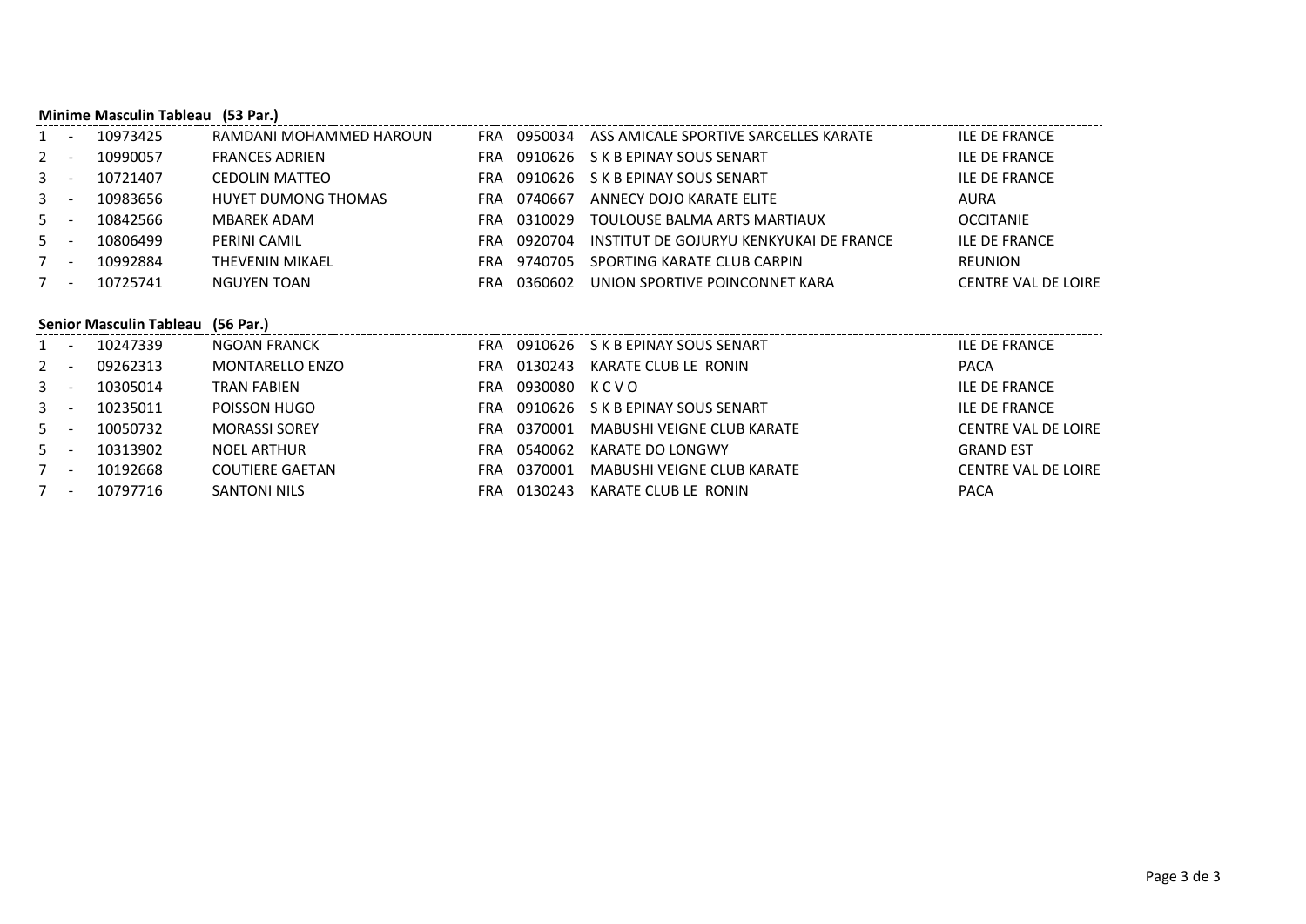**Minime Masculin Tableau (53 Par.)**

| | | | | | | | |
|---|---|---|---|---|---|---|---|
| 1 | - | 10973425 | RAMDANI MOHAMMED HAROUN | FRA | 0950034 | ASS AMICALE SPORTIVE SARCELLES KARATE | ILE DE FRANCE |
| 2 | - | 10990057 | FRANCES ADRIEN | FRA | 0910626 | S K B EPINAY SOUS SENART | ILE DE FRANCE |
| 3 | - | 10721407 | CEDOLIN MATTEO | FRA | 0910626 | S K B EPINAY SOUS SENART | ILE DE FRANCE |
| 3 | - | 10983656 | HUYET DUMONG THOMAS | FRA | 0740667 | ANNECY DOJO KARATE ELITE | AURA |
| 5 | - | 10842566 | MBAREK ADAM | FRA | 0310029 | TOULOUSE BALMA ARTS MARTIAUX | OCCITANIE |
| 5 | - | 10806499 | PERINI CAMIL | FRA | 0920704 | INSTITUT DE GOJURYU KENKYUKAI DE FRANCE | ILE DE FRANCE |
| 7 | - | 10992884 | THEVENIN MIKAEL | FRA | 9740705 | SPORTING KARATE CLUB CARPIN | REUNION |
| 7 | - | 10725741 | NGUYEN TOAN | FRA | 0360602 | UNION SPORTIVE POINCONNET KARA | CENTRE VAL DE LOIRE |

**Senior Masculin Tableau (56 Par.)**

| | | | | | | | |
|---|---|---|---|---|---|---|---|
| 1 | - | 10247339 | NGOAN FRANCK | FRA | 0910626 | S K B EPINAY SOUS SENART | ILE DE FRANCE |
| 2 | - | 09262313 | MONTARELLO ENZO | FRA | 0130243 | KARATE CLUB LE RONIN | PACA |
| 3 | - | 10305014 | TRAN FABIEN | FRA | 0930080 | K C V O | ILE DE FRANCE |
| 3 | - | 10235011 | POISSON HUGO | FRA | 0910626 | S K B EPINAY SOUS SENART | ILE DE FRANCE |
| 5 | - | 10050732 | MORASSI SOREY | FRA | 0370001 | MABUSHI VEIGNE CLUB KARATE | CENTRE VAL DE LOIRE |
| 5 | - | 10313902 | NOEL ARTHUR | FRA | 0540062 | KARATE DO LONGWY | GRAND EST |
| 7 | - | 10192668 | COUTIERE GAETAN | FRA | 0370001 | MABUSHI VEIGNE CLUB KARATE | CENTRE VAL DE LOIRE |
| 7 | - | 10797716 | SANTONI NILS | FRA | 0130243 | KARATE CLUB LE RONIN | PACA |